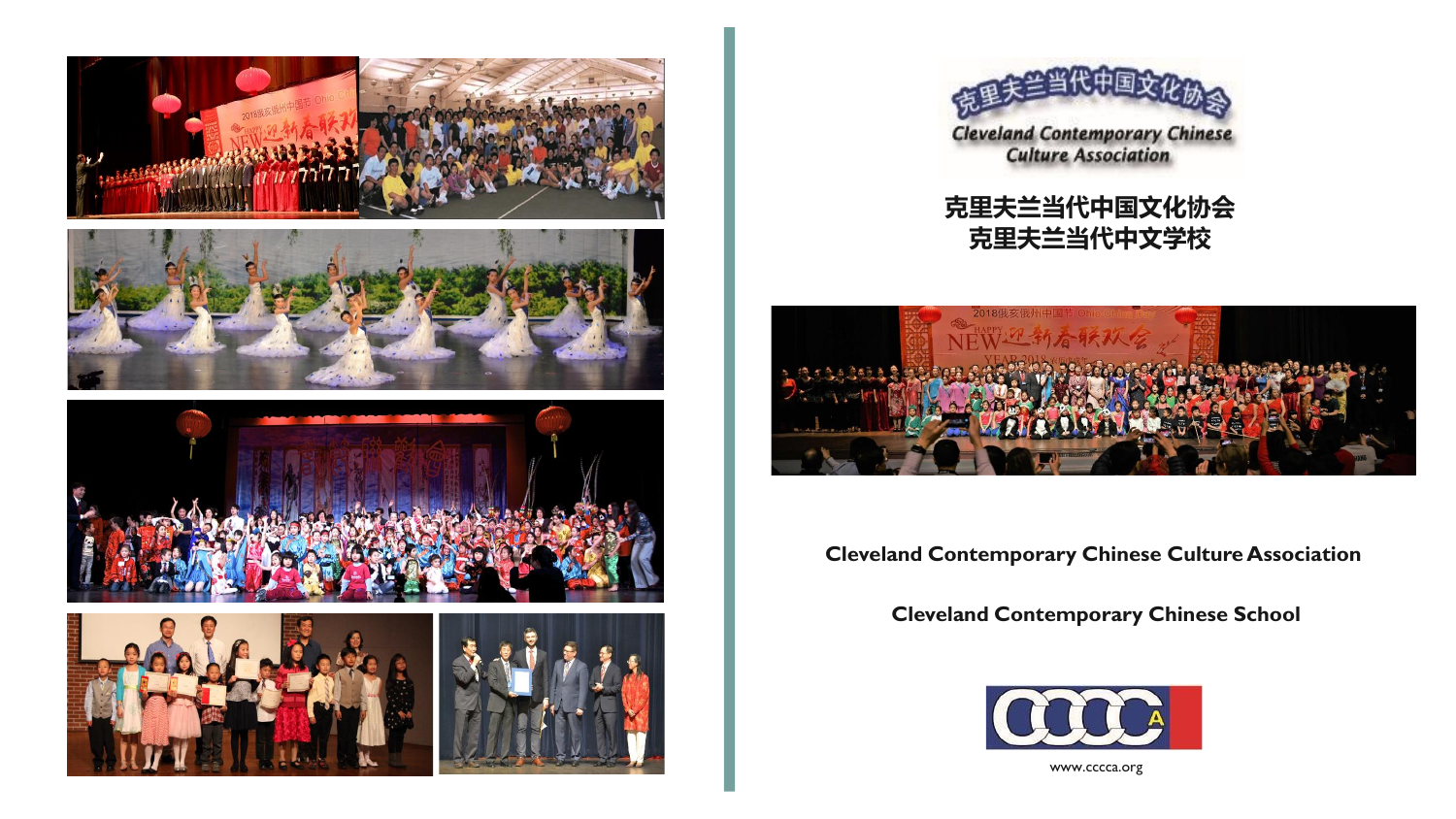克里夫兰当代中国文化协会

Cleveland Contemporary Chinese Culture Association

# 克里夫兰当代中国文化协会
# 克里夫兰当代中文学校

**Cleveland Contemporary Chinese Culture Association**

**Cleveland Contemporary Chinese School**

CCCCA

www.cccca.org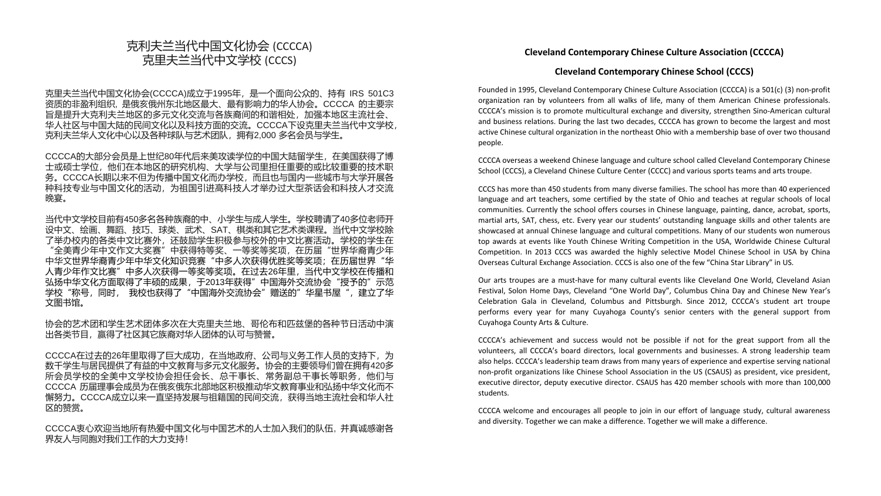# 克利夫兰当代中国文化协会 (CCCCA)
# 克里夫兰当代中文学校 (CCCS)

克里夫兰当代中国文化协会(CCCCA)成立于1995年，是一个面向公众的、持有 IRS 501C3 资质的非盈利组织，是俄亥俄州东北地区最大、最有影响力的华人协会。CCCCA 的主要宗旨是提升大克利夫兰地区的多元文化交流与各族裔间的和谐相处，加强本地区主流社会、华人社区与中国大陆的民间文化以及科技方面的交流。CCCCA下设克里夫兰当代中文学校，克利夫兰华人文化中心以及各种球队与艺术团队，拥有2,000 多名会员与学生。

CCCCA的大部分会员是上世纪80年代后来美攻读学位的中国大陆留学生，在美国获得了博士或硕士学位，他们在本地区的研究机构、大学与公司里担任重要的或比较重要的技术职务。CCCCA长期以来不但为传播中国文化而办学校，而且也与国内一些城市与大学开展各种科技专业与中国文化的活动，为祖国引进高科技人才举办过大型茶话会和科技人才交流晚宴。

当代中文学校目前有450多名各种族裔的中、小学生与成人学生。学校聘请了40多位老师开设中文、绘画、舞蹈、技巧、球类、武术、SAT、棋类和其它艺术类课程。当代中文学校除了举办校内的各类中文比赛外，还鼓励学生积极参与校外的中文比赛活动。学校的学生在"全美青少年中文作文大奖赛"中获得特等奖、一等奖等奖项，在历届"世界华裔青少年中华文世界华裔青少年中华文化知识竞赛"中多人次获得优胜奖等奖项；在历届世界"华人青少年作文比赛"中多人次获得一等奖等奖项。在过去26年里，当代中文学校在传播和弘扬中华文化方面取得了丰硕的成果，于2013年获得"中国海外交流协会"授予的"示范学校"称号，同时， 我校也获得了"中国海外交流协会"赠送的"华星书屋"，建立了华文图书馆。

协会的艺术团和学生艺术团体多次在大克里夫兰地、哥伦布和匹兹堡的各种节日活动中演出各类节目，赢得了社区其它族裔对华人团体的认可与赞誉。

CCCCA在过去的26年里取得了巨大成功，在当地政府、公司与义务工作人员的支持下，为数千学生与居民提供了有益的中文教育与多元文化服务。协会的主要领导们曾在拥有420多所会员学校的全美中文学校协会担任会长、总干事长、常务副总干事长等职务，他们与 CCCCA 历届理事会成员为在俄亥俄东北部地区积极推动华文教育事业和弘扬中华文化而不懈努力。CCCCA成立以来一直坚持发展与祖籍国的民间交流，获得当地主流社会和华人社区的赞赏。

CCCCA衷心欢迎当地所有热爱中国文化与中国艺术的人士加入我们的队伍，并真诚感谢各界友人与同胞对我们工作的大力支持！

## Cleveland Contemporary Chinese Culture Association (CCCCA)

## Cleveland Contemporary Chinese School (CCCS)

Founded in 1995, Cleveland Contemporary Chinese Culture Association (CCCCA) is a 501(c) (3) non-profit organization ran by volunteers from all walks of life, many of them American Chinese professionals. CCCCA's mission is to promote multicultural exchange and diversity, strengthen Sino-American cultural and business relations. During the last two decades, CCCCA has grown to become the largest and most active Chinese cultural organization in the northeast Ohio with a membership base of over two thousand people.

CCCCA overseas a weekend Chinese language and culture school called Cleveland Contemporary Chinese School (CCCS), a Cleveland Chinese Culture Center (CCCC) and various sports teams and arts troupe.

CCCS has more than 450 students from many diverse families. The school has more than 40 experienced language and art teachers, some certified by the state of Ohio and teaches at regular schools of local communities. Currently the school offers courses in Chinese language, painting, dance, acrobat, sports, martial arts, SAT, chess, etc. Every year our students' outstanding language skills and other talents are showcased at annual Chinese language and cultural competitions. Many of our students won numerous top awards at events like Youth Chinese Writing Competition in the USA, Worldwide Chinese Cultural Competition. In 2013 CCCS was awarded the highly selective Model Chinese School in USA by China Overseas Cultural Exchange Association. CCCS is also one of the few "China Star Library" in US.

Our arts troupes are a must-have for many cultural events like Cleveland One World, Cleveland Asian Festival, Solon Home Days, Cleveland "One World Day", Columbus China Day and Chinese New Year's Celebration Gala in Cleveland, Columbus and Pittsburgh. Since 2012, CCCCA's student art troupe performs every year for many Cuyahoga County's senior centers with the general support from Cuyahoga County Arts & Culture.

CCCCA's achievement and success would not be possible if not for the great support from all the volunteers, all CCCCA's board directors, local governments and businesses. A strong leadership team also helps. CCCCA's leadership team draws from many years of experience and expertise serving national non-profit organizations like Chinese School Association in the US (CSAUS) as president, vice president, executive director, deputy executive director. CSAUS has 420 member schools with more than 100,000 students.

CCCCA welcome and encourages all people to join in our effort of language study, cultural awareness and diversity. Together we can make a difference. Together we will make a difference.